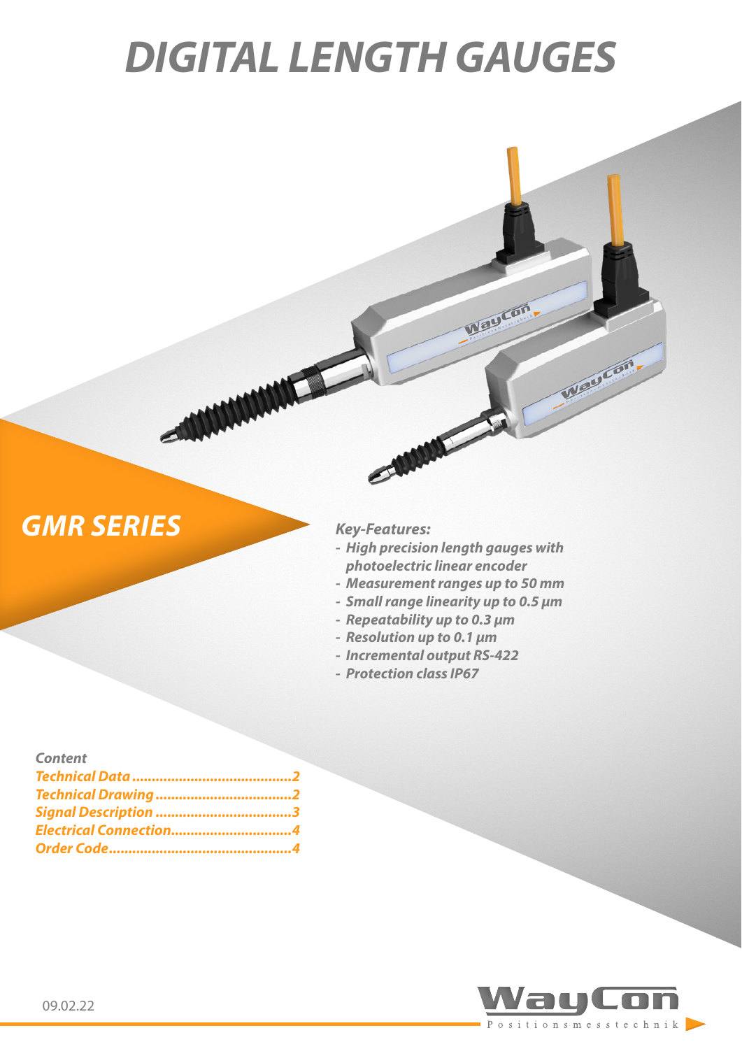# DIGITAL LENGTH GAUGES

## GMR SERIES

*Key-Features:*

- *High precision length gauges with photoelectric linear encoder*
- *Measurement ranges up to 50 mm*
- *Small range linearity up to 0.5 µm*
- *Repeatability up to 0.3 µm*
- *Resolution up to 0.1 µm*
- *Incremental output RS-422*
- *Protection class IP67*

*Content*

*Technical Data........................................2*
*Technical Drawing..................................2*
*Signal Description..................................3*
*Electrical Connection..............................4*
*Order Code.............................................4*

09.02.22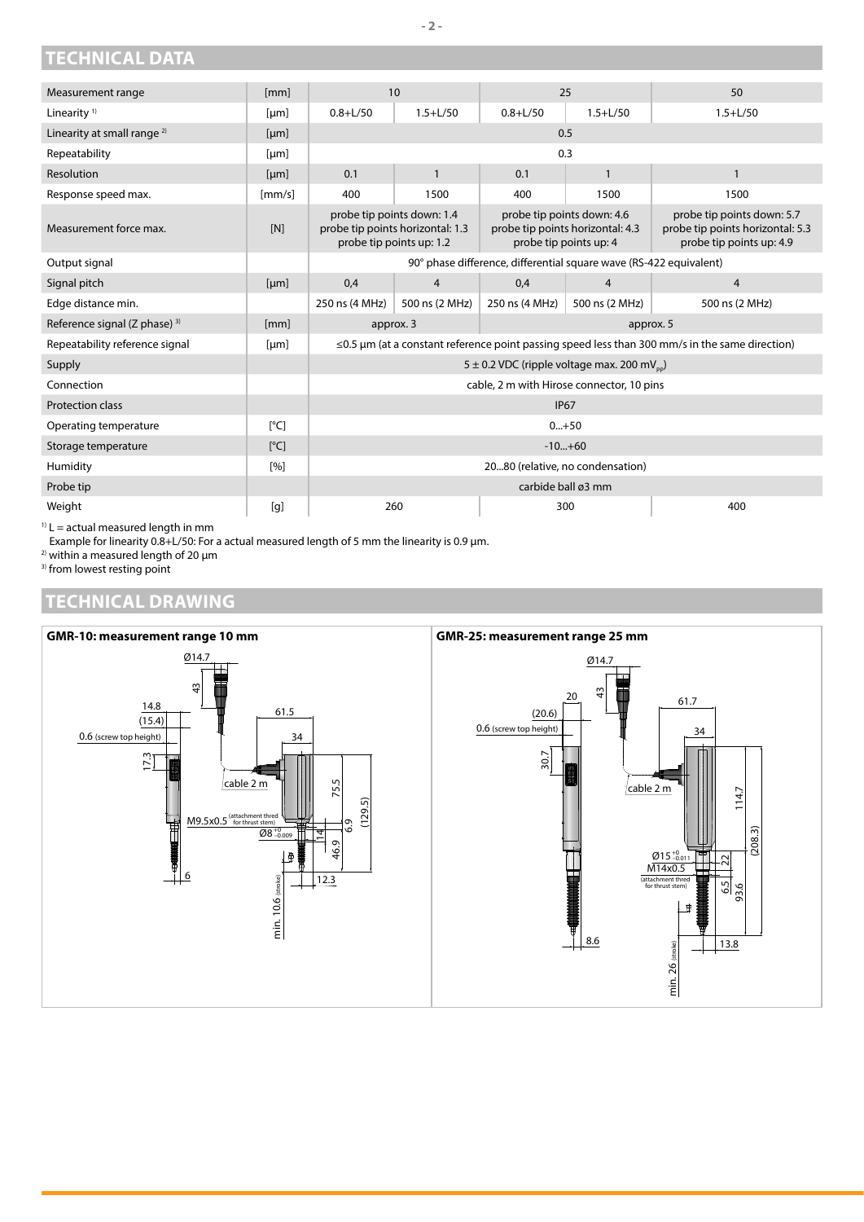## TECHNICAL DATA

| Measurement range | [mm] | 10 | | 25 | | 50 |
|---|---|---|---|---|---|---|
| Linearity [1] | [µm] | 0.8+L/50 | 1.5+L/50 | 0.8+L/50 | 1.5+L/50 | 1.5+L/50 |
| Linearity at small range [2] | [µm] | 0.5 | | | | |
| Repeatability | [µm] | 0.3 | | | | |
| Resolution | [µm] | 0.1 | 1 | 0.1 | 1 | 1 |
| Response speed max. | [mm/s] | 400 | 1500 | 400 | 1500 | 1500 |
| Measurement force max. | [N] | probe tip points down: 1.4<br>probe tip points horizontal: 1.3<br>probe tip points up: 1.2 | | probe tip points down: 4.6<br>probe tip points horizontal: 4.3<br>probe tip points up: 4 | | probe tip points down: 5.7<br>probe tip points horizontal: 5.3<br>probe tip points up: 4.9 |
| Output signal | | 90° phase difference, differential square wave (RS-422 equivalent) | | | | |
| Signal pitch | [µm] | 0,4 | 4 | 0,4 | 4 | 4 |
| Edge distance min. | | 250 ns (4 MHz) | 500 ns (2 MHz) | 250 ns (4 MHz) | 500 ns (2 MHz) | 500 ns (2 MHz) |
| Reference signal (Z phase) [3] | [mm] | approx. 3 | | approx. 5 | | |
| Repeatability reference signal | [µm] | ≤0.5 µm (at a constant reference point passing speed less than 300 mm/s in the same direction) | | | | |
| Supply | | 5 ± 0.2 VDC (ripple voltage max. 200 $mV_{pp}$) | | | | |
| Connection | | cable, 2 m with Hirose connector, 10 pins | | | | |
| Protection class | | IP67 | | | | |
| Operating temperature | [°C] | 0...+50 | | | | |
| Storage temperature | [°C] | -10...+60 | | | | |
| Humidity | [%] | 20...80 (relative, no condensation) | | | | |
| Probe tip | | carbide ball ø3 mm | | | | |
| Weight | [g] | 260 | | 300 | | 400 |

[1] L = actual measured length in mm
Example for linearity 0.8+L/50: For a actual measured length of 5 mm the linearity is 0.9 µm.
[2] within a measured length of 20 µm
[3] from lowest resting point

## TECHNICAL DRAWING

**GMR-10: measurement range 10 mm**

**GMR-25: measurement range 25 mm**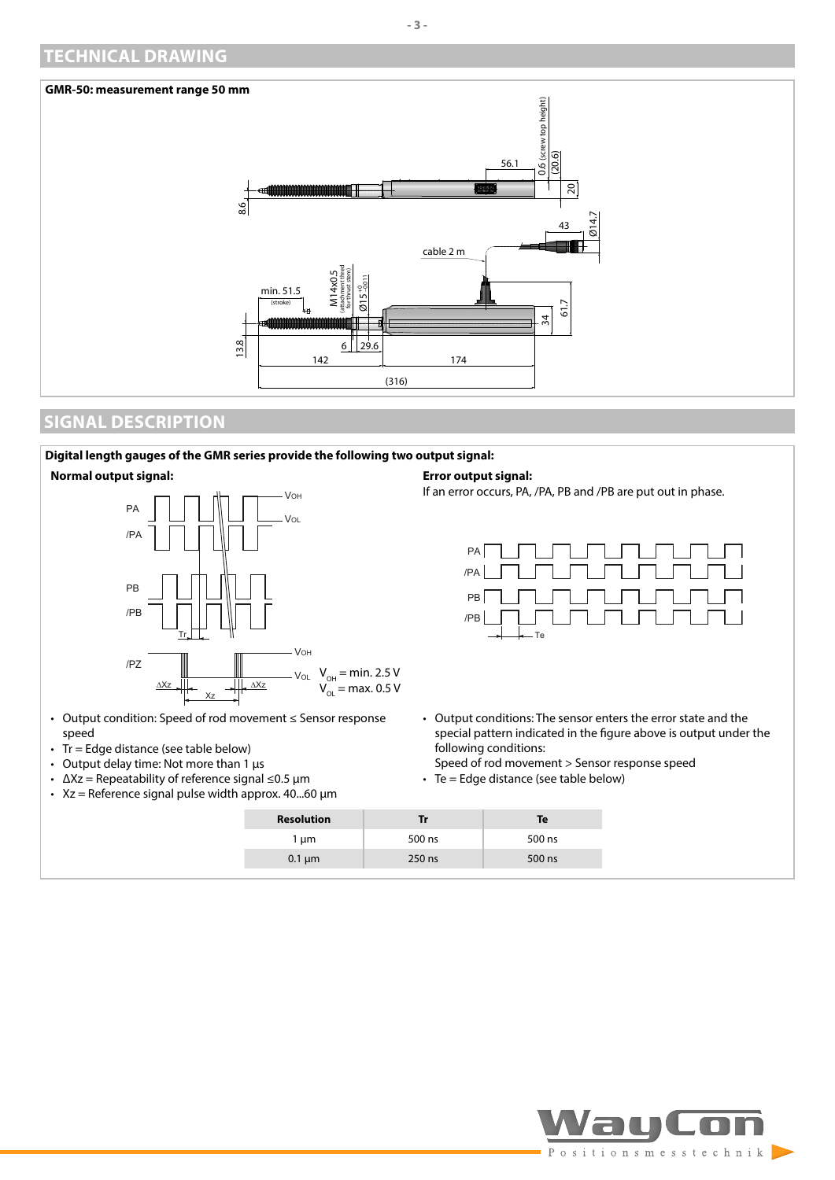## TECHNICAL DRAWING

**GMR-50: measurement range 50 mm**

## SIGNAL DESCRIPTION

**Digital length gauges of the GMR series provide the following two output signal:**

**Normal output signal:**

$V_{OH}$ = min. 2.5 V
$V_{OL}$ = max. 0.5 V

- Output condition: Speed of rod movement ≤ Sensor response speed
- Tr = Edge distance (see table below)
- Output delay time: Not more than 1 µs
- ΔXz = Repeatability of reference signal ≤0.5 µm
- Xz = Reference signal pulse width approx. 40...60 µm

**Error output signal:**

If an error occurs, PA, /PA, PB and /PB are put out in phase.

- Output conditions: The sensor enters the error state and the special pattern indicated in the figure above is output under the following conditions:
  Speed of rod movement > Sensor response speed
- Te = Edge distance (see table below)

| Resolution | Tr | Te |
|---|---|---|
| 1 µm | 500 ns | 500 ns |
| 0.1 µm | 250 ns | 500 ns |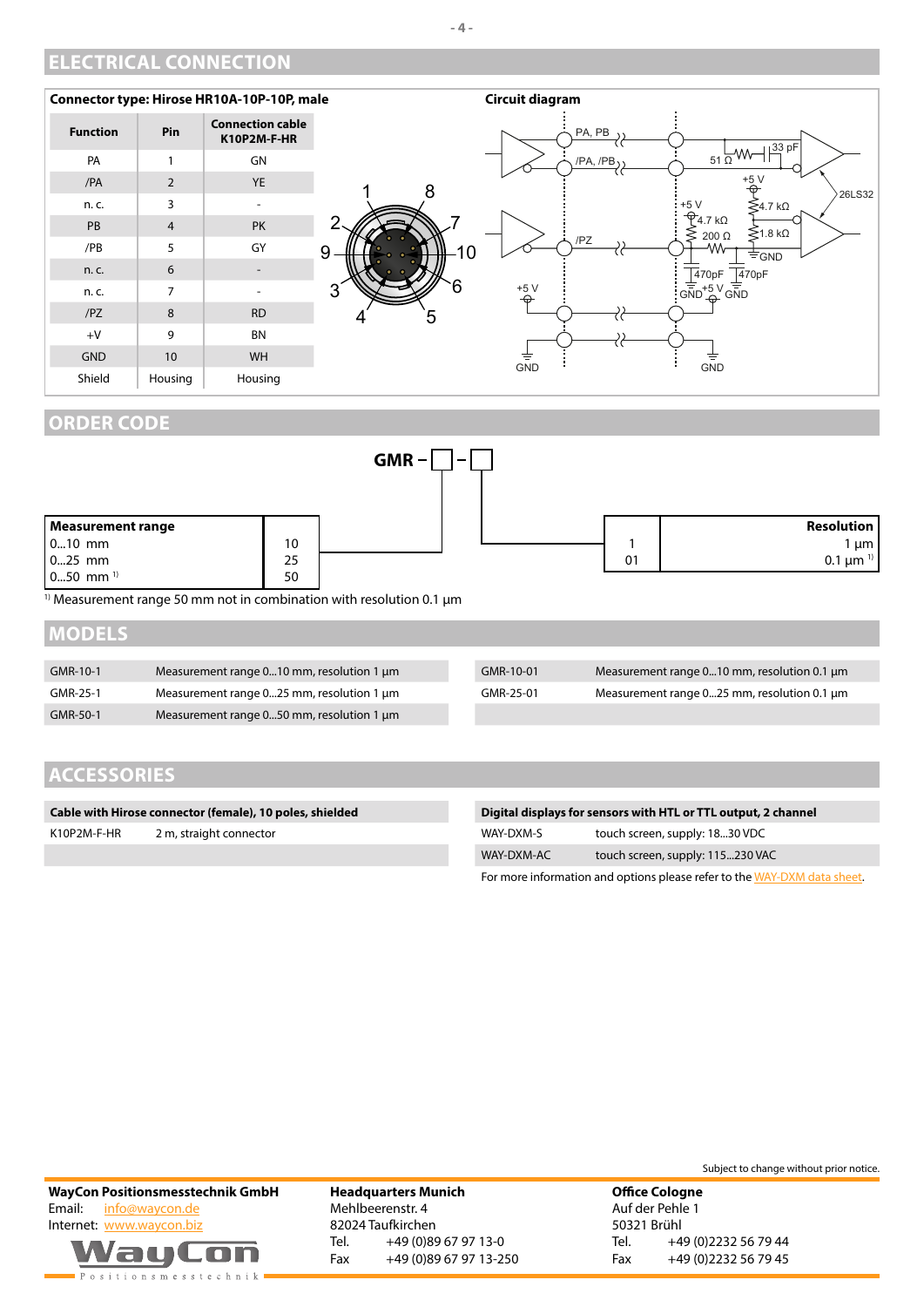## ELECTRICAL CONNECTION

**Connector type: Hirose HR10A-10P-10P, male**

| Function | Pin | Connection cable K10P2M-F-HR |
|---|---|---|
| PA | 1 | GN |
| /PA | 2 | YE |
| n. c. | 3 | - |
| PB | 4 | PK |
| /PB | 5 | GY |
| n. c. | 6 | - |
| n. c. | 7 | - |
| /PZ | 8 | RD |
| +V | 9 | BN |
| GND | 10 | WH |
| Shield | Housing | Housing |

1 8 2 7 9 10 3 6 4 5

**Circuit diagram**

PA, PB
/PA, /PB
/PZ
+5 V
GND
51 Ω
33 pF
+5 V
4.7 kΩ
26LS32
+5 V
4.7 kΩ
200 Ω
1.8 kΩ
GND
470pF
470pF
GND
+5 V
GND

## ORDER CODE

GMR – ☐ – ☐

| Measurement range | |
|---|---|
| 0...10 mm | 10 |
| 0...25 mm | 25 |
| 0...50 mm [1] | 50 |

| | Resolution |
|---|---|
| 1 | 1 µm |
| 01 | 0.1 µm [1] |

[1] Measurement range 50 mm not in combination with resolution 0.1 µm

## MODELS

| | |
|---|---|
| GMR-10-1 | Measurement range 0...10 mm, resolution 1 µm |
| GMR-25-1 | Measurement range 0...25 mm, resolution 1 µm |
| GMR-50-1 | Measurement range 0...50 mm, resolution 1 µm |
| GMR-10-01 | Measurement range 0...10 mm, resolution 0.1 µm |
| GMR-25-01 | Measurement range 0...25 mm, resolution 0.1 µm |

## ACCESSORIES

| Cable with Hirose connector (female), 10 poles, shielded | |
|---|---|
| K10P2M-F-HR | 2 m, straight connector |

| Digital displays for sensors with HTL or TTL output, 2 channel | |
|---|---|
| WAY-DXM-S | touch screen, supply: 18...30 VDC |
| WAY-DXM-AC | touch screen, supply: 115...230 VAC |

For more information and options please refer to the WAY-DXM data sheet.

Subject to change without prior notice.

**WayCon Positionsmesstechnik GmbH**
Email: info@waycon.de
Internet: www.waycon.biz

**Headquarters Munich**
Mehlbeerenstr. 4
82024 Taufkirchen
Tel. +49 (0)89 67 97 13-0
Fax +49 (0)89 67 97 13-250

**Office Cologne**
Auf der Pehle 1
50321 Brühl
Tel. +49 (0)2232 56 79 44
Fax +49 (0)2232 56 79 45